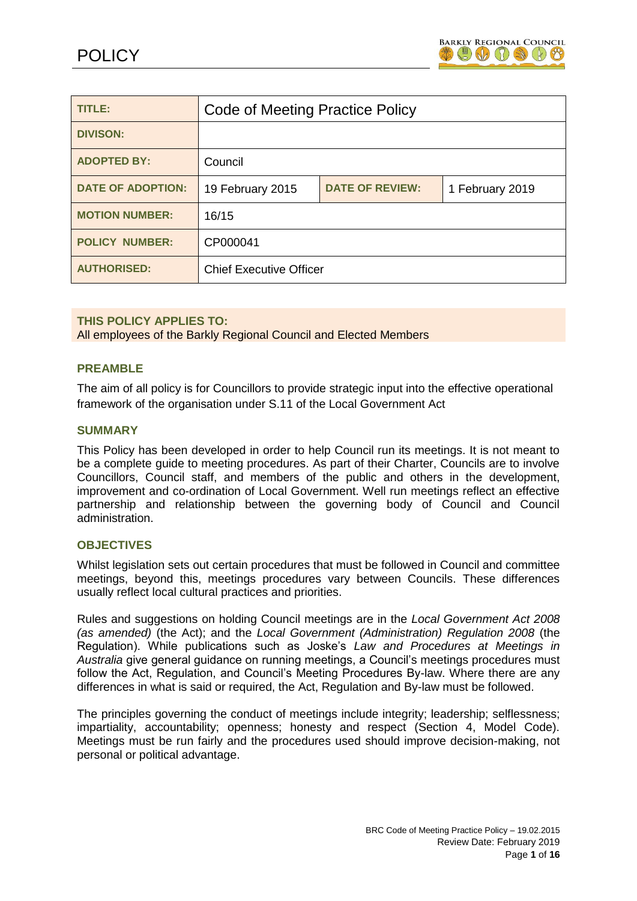# POLICY

BARKLY REGIONAL COUNCIL

| TITLE: | Code of Meeting Practice Policy | | |
| --- | --- | --- | --- |
| DIVISON: | | | |
| ADOPTED BY: | Council | | |
| DATE OF ADOPTION: | 19 February 2015 | DATE OF REVIEW: | 1 February 2019 |
| MOTION NUMBER: | 16/15 | | |
| POLICY NUMBER: | CP000041 | | |
| AUTHORISED: | Chief Executive Officer | | |

**THIS POLICY APPLIES TO:**
All employees of the Barkly Regional Council and Elected Members

## PREAMBLE

The aim of all policy is for Councillors to provide strategic input into the effective operational framework of the organisation under S.11 of the Local Government Act

## SUMMARY

This Policy has been developed in order to help Council run its meetings. It is not meant to be a complete guide to meeting procedures. As part of their Charter, Councils are to involve Councillors, Council staff, and members of the public and others in the development, improvement and co-ordination of Local Government. Well run meetings reflect an effective partnership and relationship between the governing body of Council and Council administration.

## OBJECTIVES

Whilst legislation sets out certain procedures that must be followed in Council and committee meetings, beyond this, meetings procedures vary between Councils. These differences usually reflect local cultural practices and priorities.

Rules and suggestions on holding Council meetings are in the *Local Government Act 2008 (as amended)* (the Act); and the *Local Government (Administration) Regulation 2008* (the Regulation). While publications such as Joske's *Law and Procedures at Meetings in Australia* give general guidance on running meetings, a Council's meetings procedures must follow the Act, Regulation, and Council's Meeting Procedures By-law. Where there are any differences in what is said or required, the Act, Regulation and By-law must be followed.

The principles governing the conduct of meetings include integrity; leadership; selflessness; impartiality, accountability; openness; honesty and respect (Section 4, Model Code). Meetings must be run fairly and the procedures used should improve decision-making, not personal or political advantage.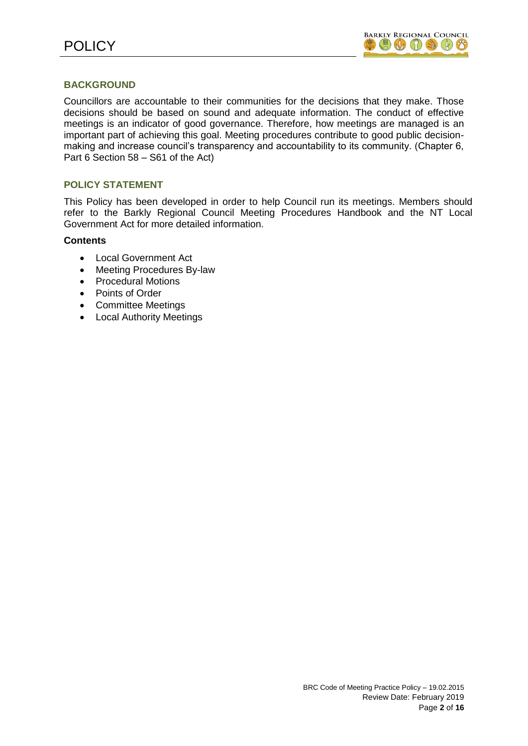## BACKGROUND

Councillors are accountable to their communities for the decisions that they make. Those decisions should be based on sound and adequate information. The conduct of effective meetings is an indicator of good governance. Therefore, how meetings are managed is an important part of achieving this goal. Meeting procedures contribute to good public decision-making and increase council's transparency and accountability to its community. (Chapter 6, Part 6 Section 58 – S61 of the Act)

## POLICY STATEMENT

This Policy has been developed in order to help Council run its meetings. Members should refer to the Barkly Regional Council Meeting Procedures Handbook and the NT Local Government Act for more detailed information.

### Contents

- Local Government Act
- Meeting Procedures By-law
- Procedural Motions
- Points of Order
- Committee Meetings
- Local Authority Meetings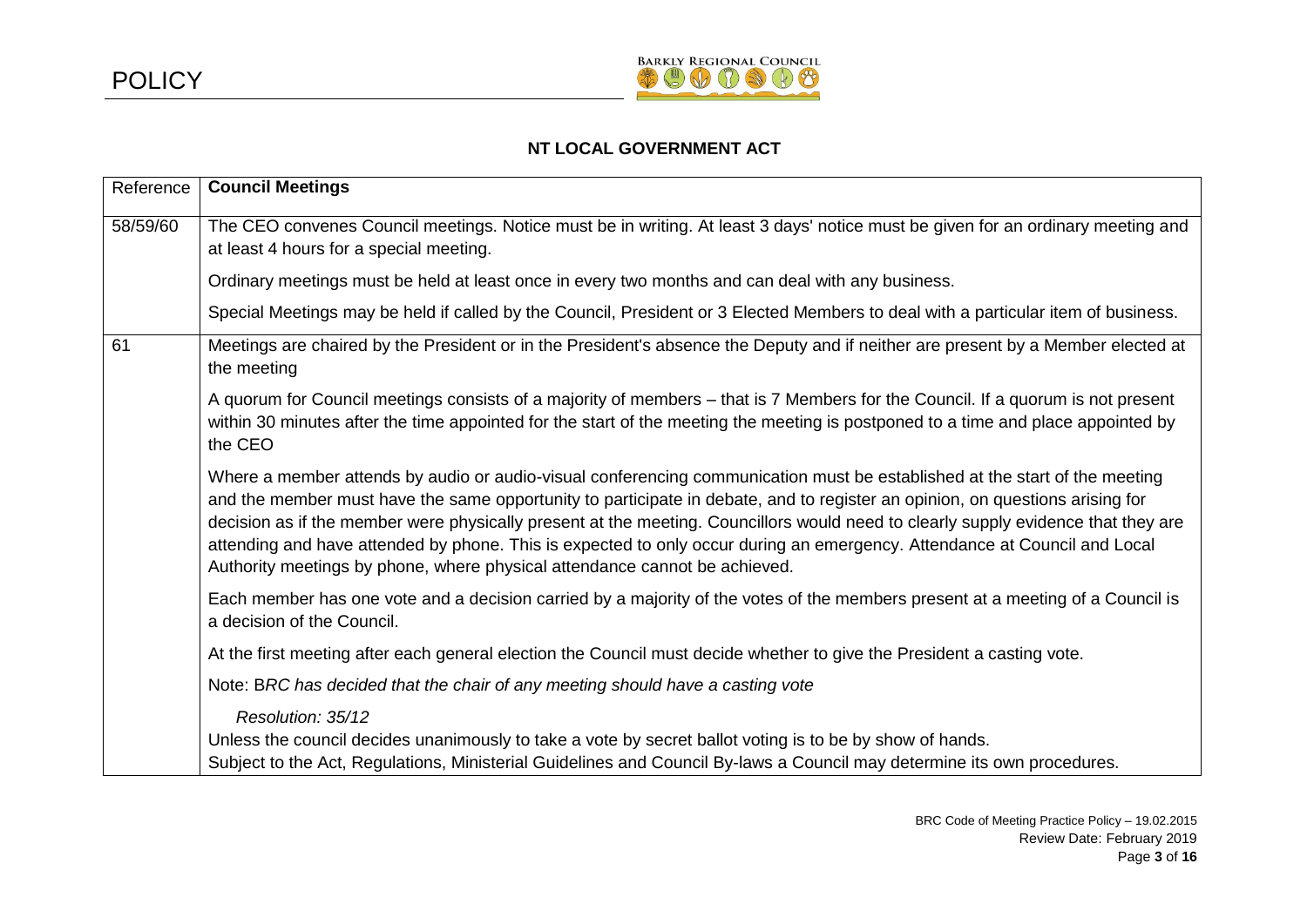POLICY

## NT LOCAL GOVERNMENT ACT

| Reference | **Council Meetings** |
|---|---|
| 58/59/60 | The CEO convenes Council meetings. Notice must be in writing. At least 3 days' notice must be given for an ordinary meeting and at least 4 hours for a special meeting.<br><br>Ordinary meetings must be held at least once in every two months and can deal with any business.<br><br>Special Meetings may be held if called by the Council, President or 3 Elected Members to deal with a particular item of business. |
| 61 | Meetings are chaired by the President or in the President's absence the Deputy and if neither are present by a Member elected at the meeting<br><br>A quorum for Council meetings consists of a majority of members – that is 7 Members for the Council. If a quorum is not present within 30 minutes after the time appointed for the start of the meeting the meeting is postponed to a time and place appointed by the CEO<br><br>Where a member attends by audio or audio-visual conferencing communication must be established at the start of the meeting and the member must have the same opportunity to participate in debate, and to register an opinion, on questions arising for decision as if the member were physically present at the meeting. Councillors would need to clearly supply evidence that they are attending and have attended by phone. This is expected to only occur during an emergency. Attendance at Council and Local Authority meetings by phone, where physical attendance cannot be achieved.<br><br>Each member has one vote and a decision carried by a majority of the votes of the members present at a meeting of a Council is a decision of the Council.<br><br>At the first meeting after each general election the Council must decide whether to give the President a casting vote.<br><br>Note: B*RC has decided that the chair of any meeting should have a casting vote*<br><br>*Resolution: 35/12*<br>Unless the council decides unanimously to take a vote by secret ballot voting is to be by show of hands.<br>Subject to the Act, Regulations, Ministerial Guidelines and Council By-laws a Council may determine its own procedures. |

BRC Code of Meeting Practice Policy – 19.02.2015
Review Date: February 2019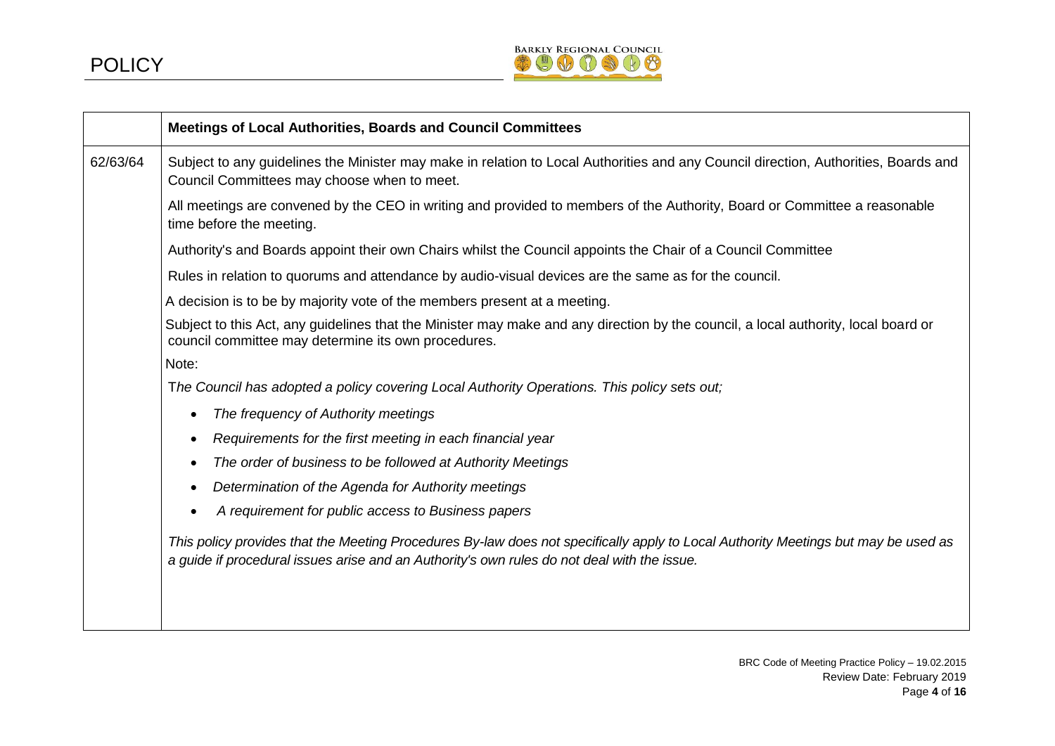| | **Meetings of Local Authorities, Boards and Council Committees** |
|---|---|
| 62/63/64 | Subject to any guidelines the Minister may make in relation to Local Authorities and any Council direction, Authorities, Boards and Council Committees may choose when to meet.<br><br>All meetings are convened by the CEO in writing and provided to members of the Authority, Board or Committee a reasonable time before the meeting.<br><br>Authority's and Boards appoint their own Chairs whilst the Council appoints the Chair of a Council Committee<br><br>Rules in relation to quorums and attendance by audio-visual devices are the same as for the council.<br><br>A decision is to be by majority vote of the members present at a meeting.<br><br>Subject to this Act, any guidelines that the Minister may make and any direction by the council, a local authority, local board or council committee may determine its own procedures.<br><br>Note:<br><br>*The Council has adopted a policy covering Local Authority Operations. This policy sets out;*<br><br>• *The frequency of Authority meetings*<br>• *Requirements for the first meeting in each financial year*<br>• *The order of business to be followed at Authority Meetings*<br>• *Determination of the Agenda for Authority meetings*<br>• *A requirement for public access to Business papers*<br><br>*This policy provides that the Meeting Procedures By-law does not specifically apply to Local Authority Meetings but may be used as a guide if procedural issues arise and an Authority's own rules do not deal with the issue.* |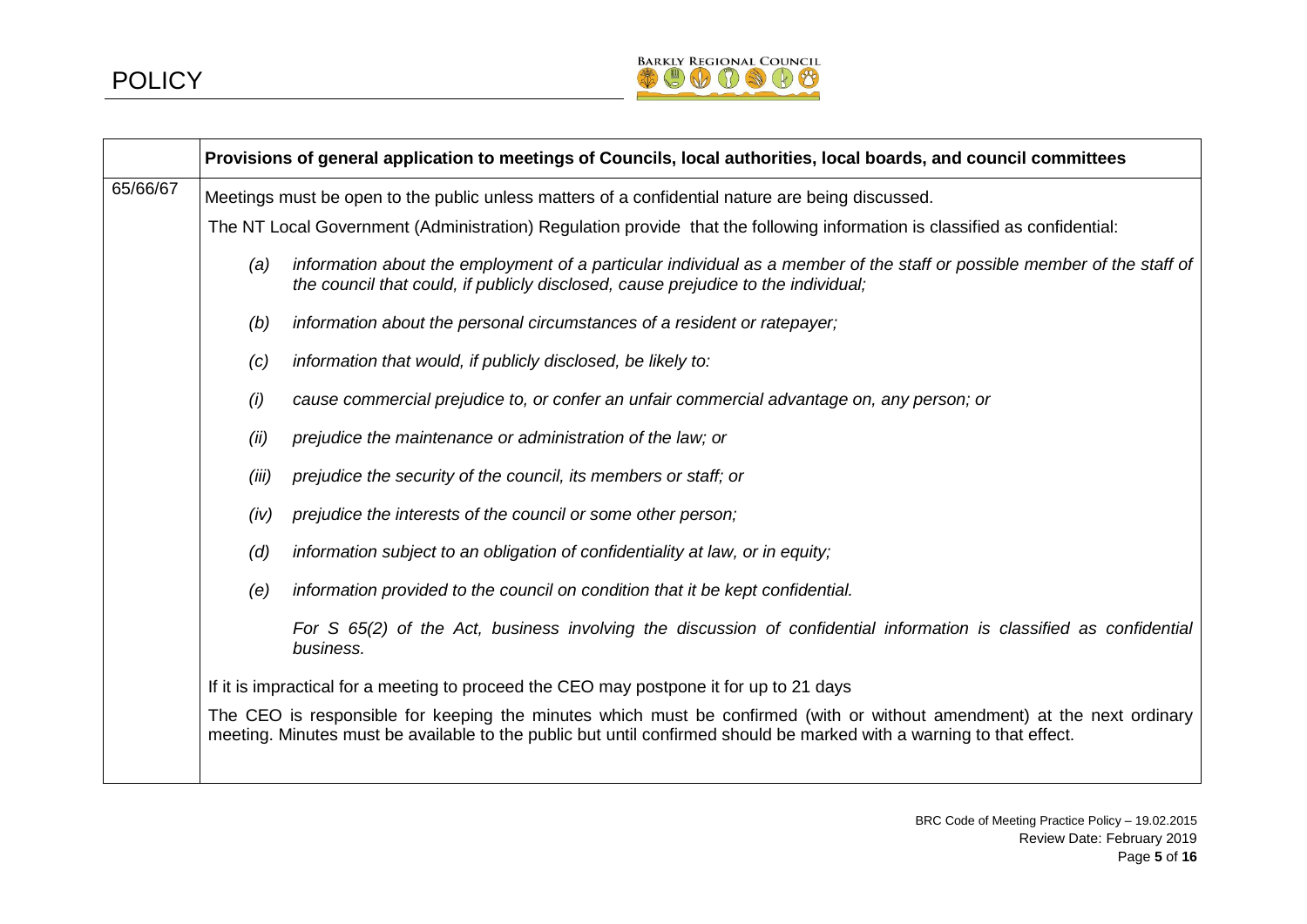|  | Provisions of general application to meetings of Councils, local authorities, local boards, and council committees |
|---|---|
| 65/66/67 | Meetings must be open to the public unless matters of a confidential nature are being discussed.<br><br>The NT Local Government (Administration) Regulation provide that the following information is classified as confidential:<br><br>*(a) information about the employment of a particular individual as a member of the staff or possible member of the staff of the council that could, if publicly disclosed, cause prejudice to the individual;*<br><br>*(b) information about the personal circumstances of a resident or ratepayer;*<br><br>*(c) information that would, if publicly disclosed, be likely to:*<br><br>*(i) cause commercial prejudice to, or confer an unfair commercial advantage on, any person; or*<br><br>*(ii) prejudice the maintenance or administration of the law; or*<br><br>*(iii) prejudice the security of the council, its members or staff; or*<br><br>*(iv) prejudice the interests of the council or some other person;*<br><br>*(d) information subject to an obligation of confidentiality at law, or in equity;*<br><br>*(e) information provided to the council on condition that it be kept confidential.*<br><br>*For S 65(2) of the Act, business involving the discussion of confidential information is classified as confidential business.*<br><br>If it is impractical for a meeting to proceed the CEO may postpone it for up to 21 days<br><br>The CEO is responsible for keeping the minutes which must be confirmed (with or without amendment) at the next ordinary meeting. Minutes must be available to the public but until confirmed should be marked with a warning to that effect. |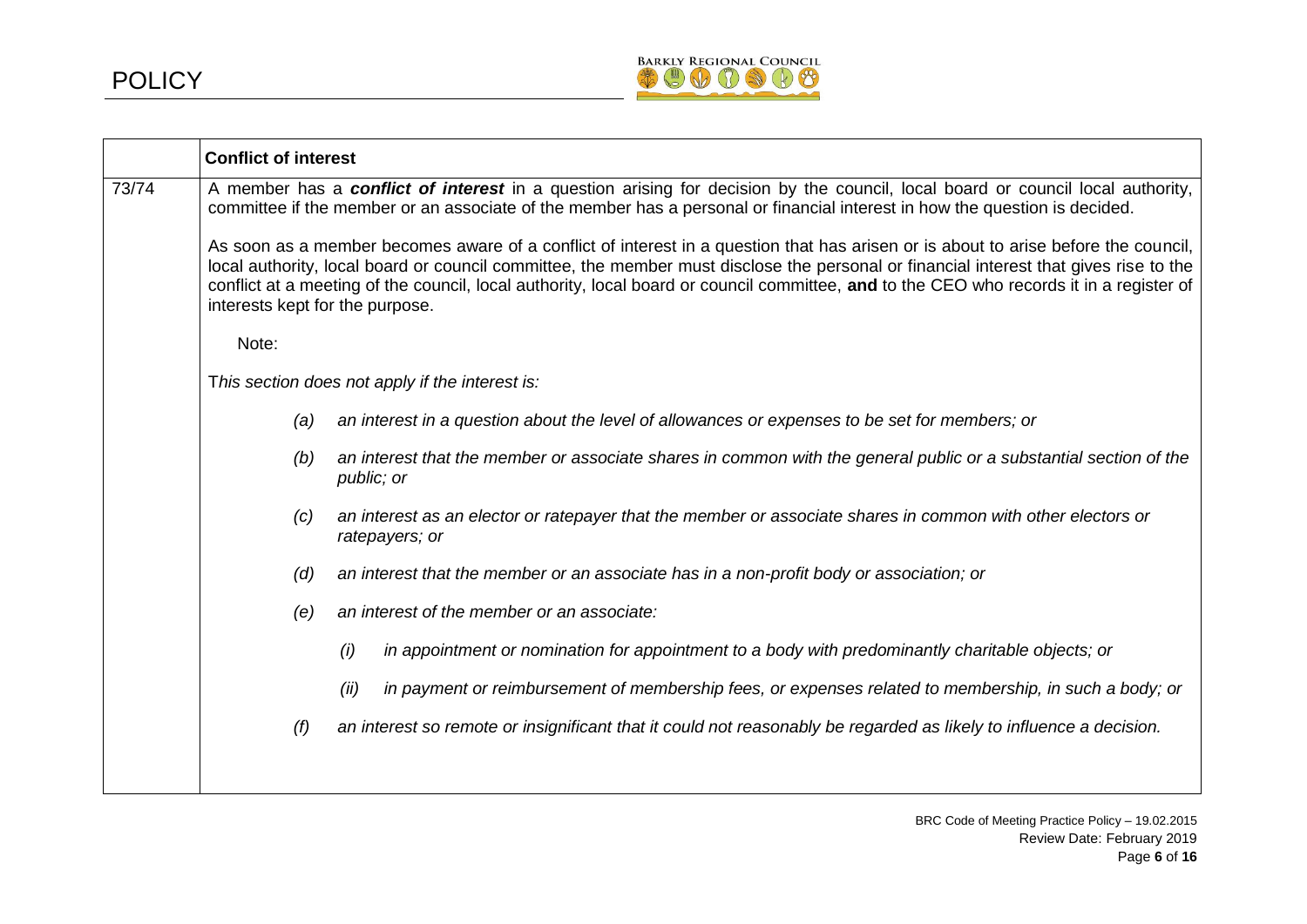|  | **Conflict of interest** |
|---|---|
| 73/74 | A member has a ***conflict of interest*** in a question arising for decision by the council, local board or council local authority, committee if the member or an associate of the member has a personal or financial interest in how the question is decided.<br><br>As soon as a member becomes aware of a conflict of interest in a question that has arisen or is about to arise before the council, local authority, local board or council committee, the member must disclose the personal or financial interest that gives rise to the conflict at a meeting of the council, local authority, local board or council committee, **and** to the CEO who records it in a register of interests kept for the purpose.<br><br>Note:<br><br>T*his section does not apply if the interest is:*<br><br>*(a) an interest in a question about the level of allowances or expenses to be set for members; or*<br><br>*(b) an interest that the member or associate shares in common with the general public or a substantial section of the public; or*<br><br>*(c) an interest as an elector or ratepayer that the member or associate shares in common with other electors or ratepayers; or*<br><br>*(d) an interest that the member or an associate has in a non-profit body or association; or*<br><br>*(e) an interest of the member or an associate:*<br><br>*(i) in appointment or nomination for appointment to a body with predominantly charitable objects; or*<br><br>*(ii) in payment or reimbursement of membership fees, or expenses related to membership, in such a body; or*<br><br>*(f) an interest so remote or insignificant that it could not reasonably be regarded as likely to influence a decision.* |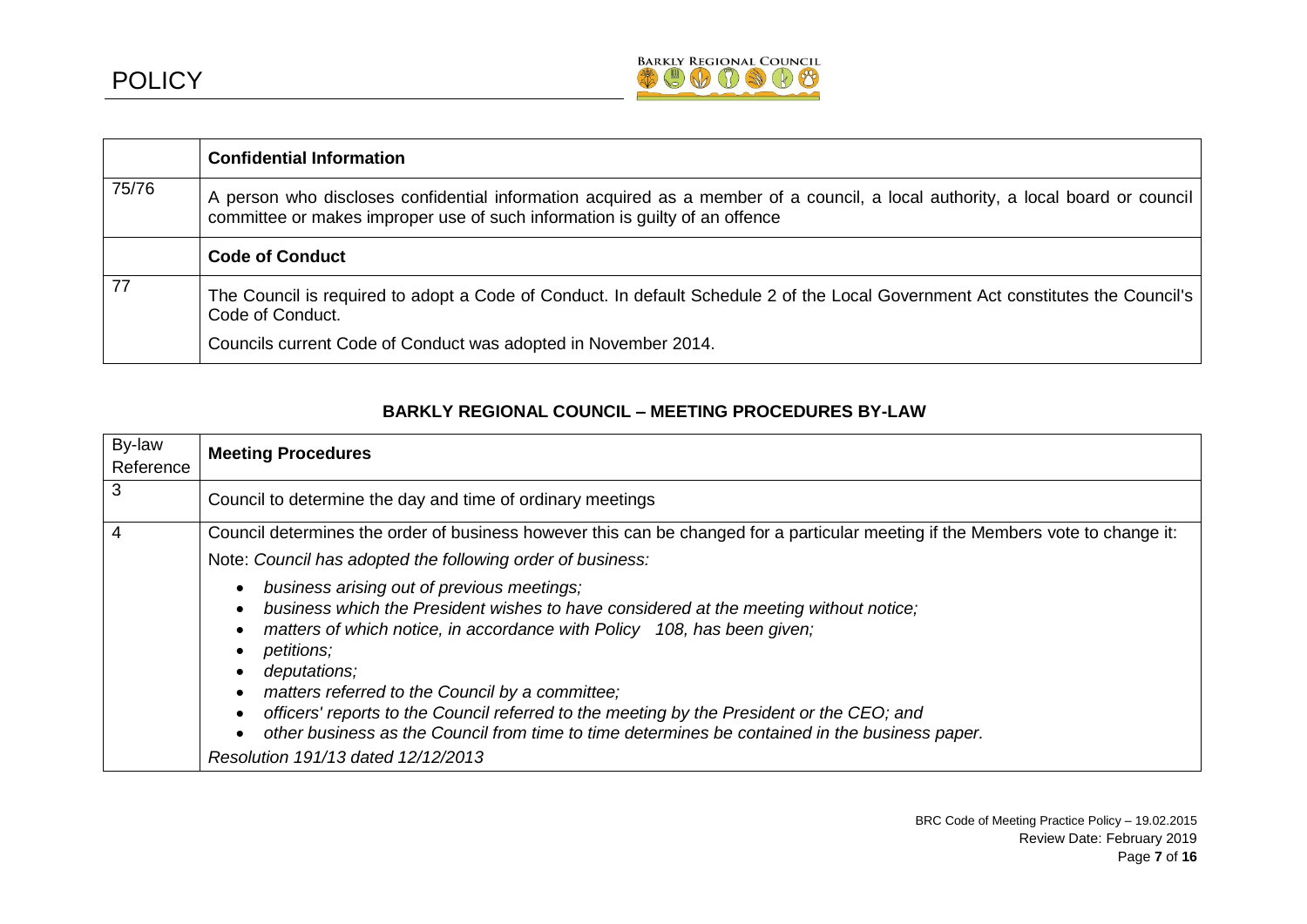|  | **Confidential Information** |
|---|---|
| 75/76 | A person who discloses confidential information acquired as a member of a council, a local authority, a local board or council committee or makes improper use of such information is guilty of an offence |
|  | **Code of Conduct** |
| 77 | The Council is required to adopt a Code of Conduct. In default Schedule 2 of the Local Government Act constitutes the Council's Code of Conduct.<br><br>Councils current Code of Conduct was adopted in November 2014. |

### BARKLY REGIONAL COUNCIL – MEETING PROCEDURES BY-LAW

| By-law Reference | **Meeting Procedures** |
|---|---|
| 3 | Council to determine the day and time of ordinary meetings |
| 4 | Council determines the order of business however this can be changed for a particular meeting if the Members vote to change it:<br><br>Note: *Council has adopted the following order of business:*<br><br>• *business arising out of previous meetings;*<br>• *business which the President wishes to have considered at the meeting without notice;*<br>• *matters of which notice, in accordance with Policy 108, has been given;*<br>• *petitions;*<br>• *deputations;*<br>• *matters referred to the Council by a committee;*<br>• *officers' reports to the Council referred to the meeting by the President or the CEO; and*<br>• *other business as the Council from time to time determines be contained in the business paper.*<br><br>*Resolution 191/13 dated 12/12/2013* |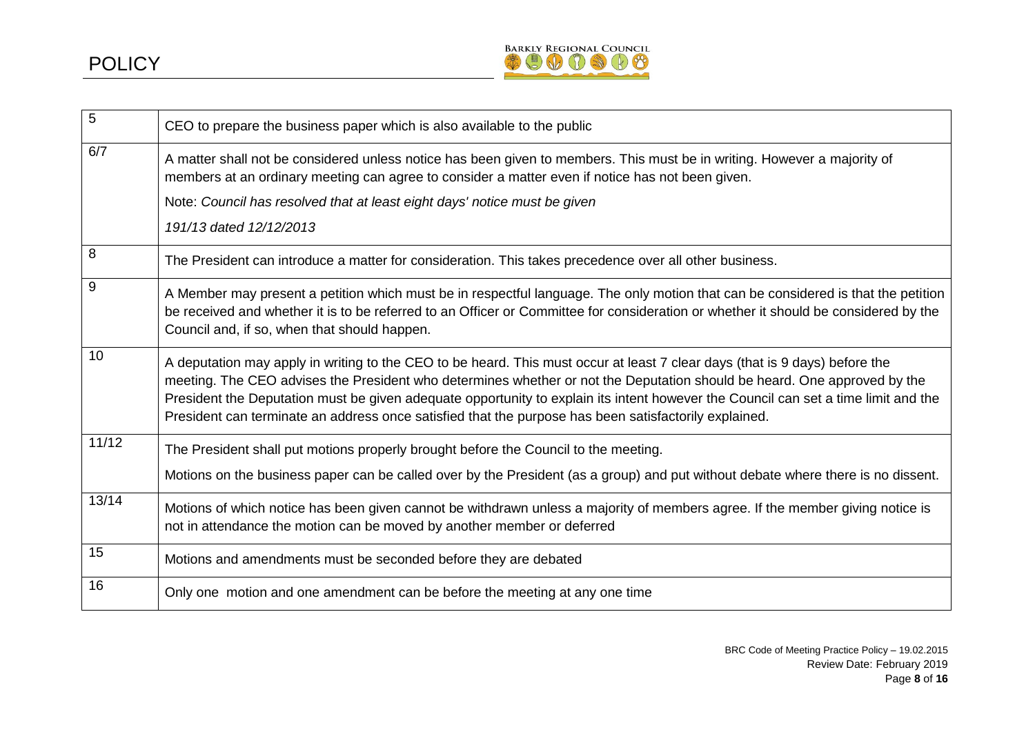| | |
|---|---|
| 5 | CEO to prepare the business paper which is also available to the public |
| 6/7 | A matter shall not be considered unless notice has been given to members. This must be in writing. However a majority of members at an ordinary meeting can agree to consider a matter even if notice has not been given.<br><br>Note: *Council has resolved that at least eight days' notice must be given*<br><br>*191/13 dated 12/12/2013* |
| 8 | The President can introduce a matter for consideration. This takes precedence over all other business. |
| 9 | A Member may present a petition which must be in respectful language. The only motion that can be considered is that the petition be received and whether it is to be referred to an Officer or Committee for consideration or whether it should be considered by the Council and, if so, when that should happen. |
| 10 | A deputation may apply in writing to the CEO to be heard. This must occur at least 7 clear days (that is 9 days) before the meeting. The CEO advises the President who determines whether or not the Deputation should be heard. One approved by the President the Deputation must be given adequate opportunity to explain its intent however the Council can set a time limit and the President can terminate an address once satisfied that the purpose has been satisfactorily explained. |
| 11/12 | The President shall put motions properly brought before the Council to the meeting.<br><br>Motions on the business paper can be called over by the President (as a group) and put without debate where there is no dissent. |
| 13/14 | Motions of which notice has been given cannot be withdrawn unless a majority of members agree. If the member giving notice is not in attendance the motion can be moved by another member or deferred |
| 15 | Motions and amendments must be seconded before they are debated |
| 16 | Only one motion and one amendment can be before the meeting at any one time |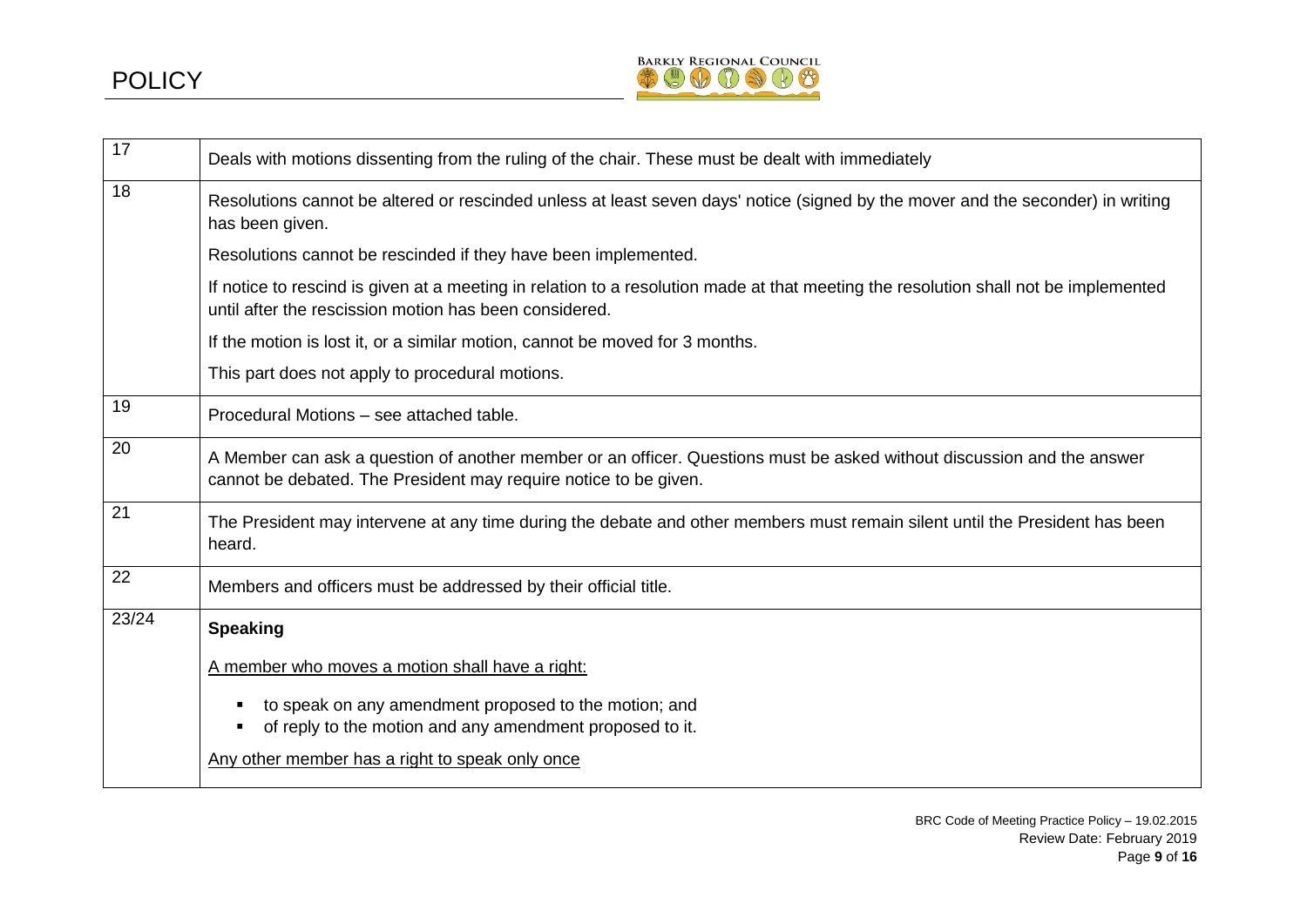| | |
|---|---|
| 17 | Deals with motions dissenting from the ruling of the chair. These must be dealt with immediately |
| 18 | Resolutions cannot be altered or rescinded unless at least seven days' notice (signed by the mover and the seconder) in writing has been given.<br><br>Resolutions cannot be rescinded if they have been implemented.<br><br>If notice to rescind is given at a meeting in relation to a resolution made at that meeting the resolution shall not be implemented until after the rescission motion has been considered.<br><br>If the motion is lost it, or a similar motion, cannot be moved for 3 months.<br><br>This part does not apply to procedural motions. |
| 19 | Procedural Motions – see attached table. |
| 20 | A Member can ask a question of another member or an officer. Questions must be asked without discussion and the answer cannot be debated. The President may require notice to be given. |
| 21 | The President may intervene at any time during the debate and other members must remain silent until the President has been heard. |
| 22 | Members and officers must be addressed by their official title. |
| 23/24 | **Speaking**<br><br><u>A member who moves a motion shall have a right:</u><br><br>▪ to speak on any amendment proposed to the motion; and<br>▪ of reply to the motion and any amendment proposed to it.<br><br><u>Any other member has a right to speak only once</u> |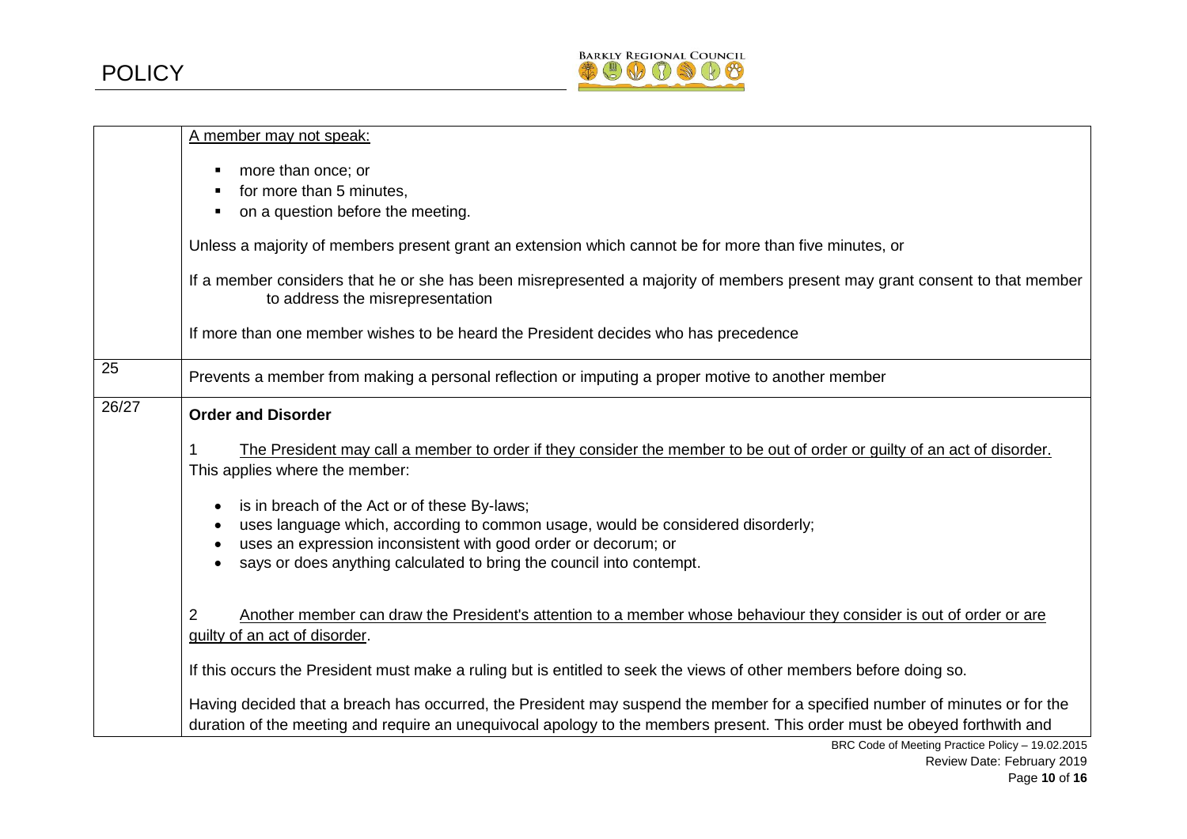| | |
|---|---|
| | <u>A member may not speak:</u><br><br>▪ more than once; or<br>▪ for more than 5 minutes,<br>▪ on a question before the meeting.<br><br>Unless a majority of members present grant an extension which cannot be for more than five minutes, or<br><br>If a member considers that he or she has been misrepresented a majority of members present may grant consent to that member to address the misrepresentation<br><br>If more than one member wishes to be heard the President decides who has precedence |
| 25 | Prevents a member from making a personal reflection or imputing a proper motive to another member |
| 26/27 | **Order and Disorder**<br><br>1 <u>The President may call a member to order if they consider the member to be out of order or guilty of an act of disorder.</u> This applies where the member:<br><br>• is in breach of the Act or of these By-laws;<br>• uses language which, according to common usage, would be considered disorderly;<br>• uses an expression inconsistent with good order or decorum; or<br>• says or does anything calculated to bring the council into contempt.<br><br>2 <u>Another member can draw the President's attention to a member whose behaviour they consider is out of order or are guilty of an act of disorder</u>.<br><br>If this occurs the President must make a ruling but is entitled to seek the views of other members before doing so.<br><br>Having decided that a breach has occurred, the President may suspend the member for a specified number of minutes or for the duration of the meeting and require an unequivocal apology to the members present. This order must be obeyed forthwith and |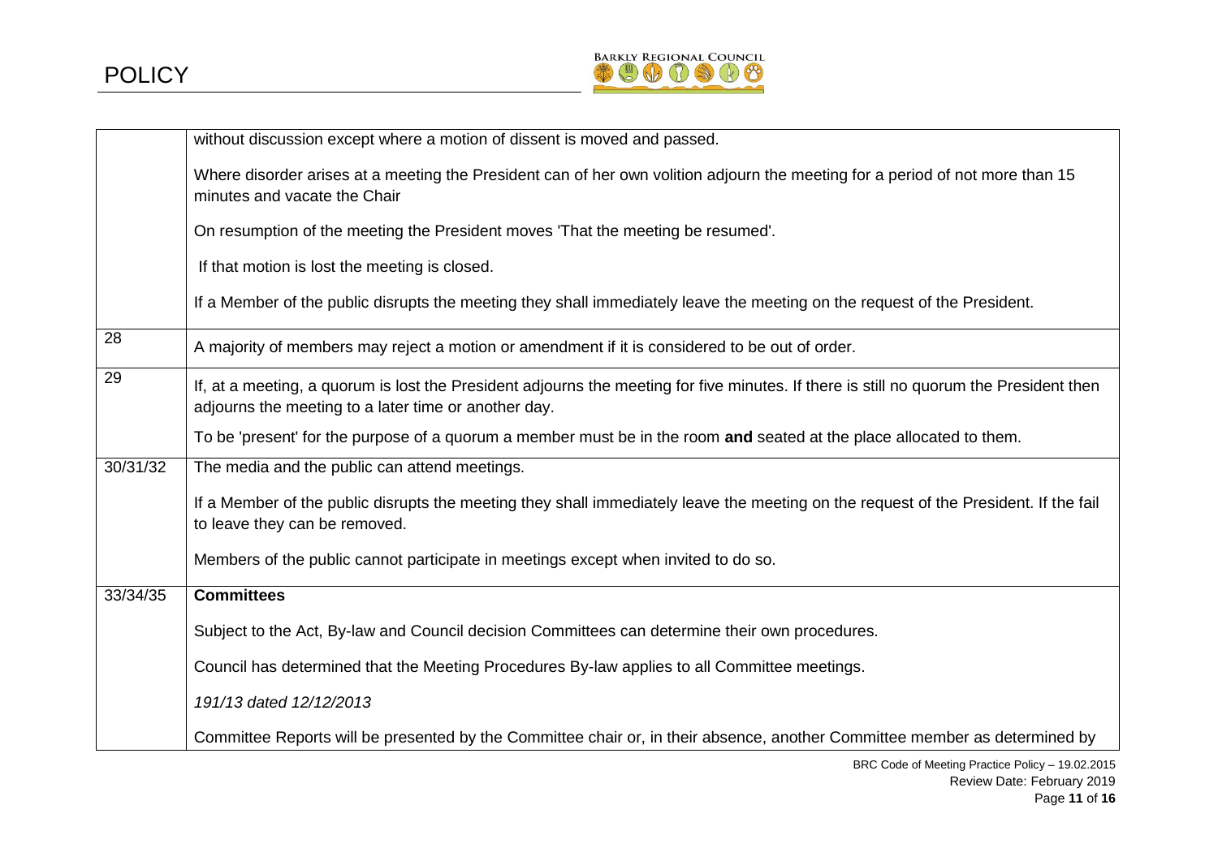| | |
|---|---|
| | without discussion except where a motion of dissent is moved and passed.<br><br>Where disorder arises at a meeting the President can of her own volition adjourn the meeting for a period of not more than 15 minutes and vacate the Chair<br><br>On resumption of the meeting the President moves 'That the meeting be resumed'.<br><br>If that motion is lost the meeting is closed.<br><br>If a Member of the public disrupts the meeting they shall immediately leave the meeting on the request of the President. |
| 28 | A majority of members may reject a motion or amendment if it is considered to be out of order. |
| 29 | If, at a meeting, a quorum is lost the President adjourns the meeting for five minutes. If there is still no quorum the President then adjourns the meeting to a later time or another day.<br><br>To be 'present' for the purpose of a quorum a member must be in the room **and** seated at the place allocated to them. |
| 30/31/32 | The media and the public can attend meetings.<br><br>If a Member of the public disrupts the meeting they shall immediately leave the meeting on the request of the President. If the fail to leave they can be removed.<br><br>Members of the public cannot participate in meetings except when invited to do so. |
| 33/34/35 | **Committees**<br><br>Subject to the Act, By-law and Council decision Committees can determine their own procedures.<br><br>Council has determined that the Meeting Procedures By-law applies to all Committee meetings.<br><br>*191/13 dated 12/12/2013*<br><br>Committee Reports will be presented by the Committee chair or, in their absence, another Committee member as determined by |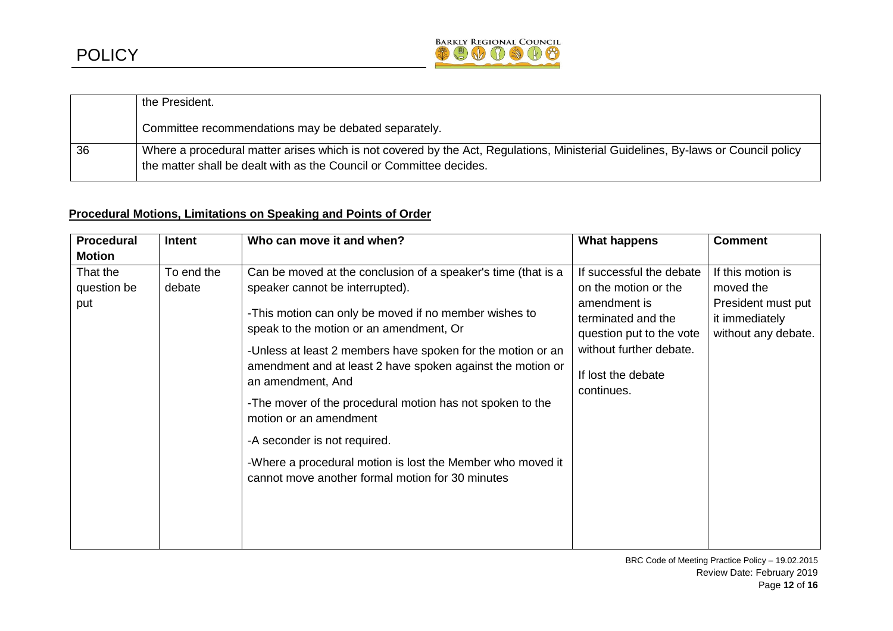| | |
|---|---|
| | the President.<br><br>Committee recommendations may be debated separately. |
| 36 | Where a procedural matter arises which is not covered by the Act, Regulations, Ministerial Guidelines, By-laws or Council policy the matter shall be dealt with as the Council or Committee decides. |

**Procedural Motions, Limitations on Speaking and Points of Order**

| Procedural Motion | Intent | Who can move it and when? | What happens | Comment |
|---|---|---|---|---|
| That the question be put | To end the debate | Can be moved at the conclusion of a speaker's time (that is a speaker cannot be interrupted).<br><br>-This motion can only be moved if no member wishes to speak to the motion or an amendment, Or<br><br>-Unless at least 2 members have spoken for the motion or an amendment and at least 2 have spoken against the motion or an amendment, And<br><br>-The mover of the procedural motion has not spoken to the motion or an amendment<br><br>-A seconder is not required.<br><br>-Where a procedural motion is lost the Member who moved it cannot move another formal motion for 30 minutes | If successful the debate on the motion or the amendment is terminated and the question put to the vote without further debate.<br><br>If lost the debate continues. | If this motion is moved the President must put it immediately without any debate. |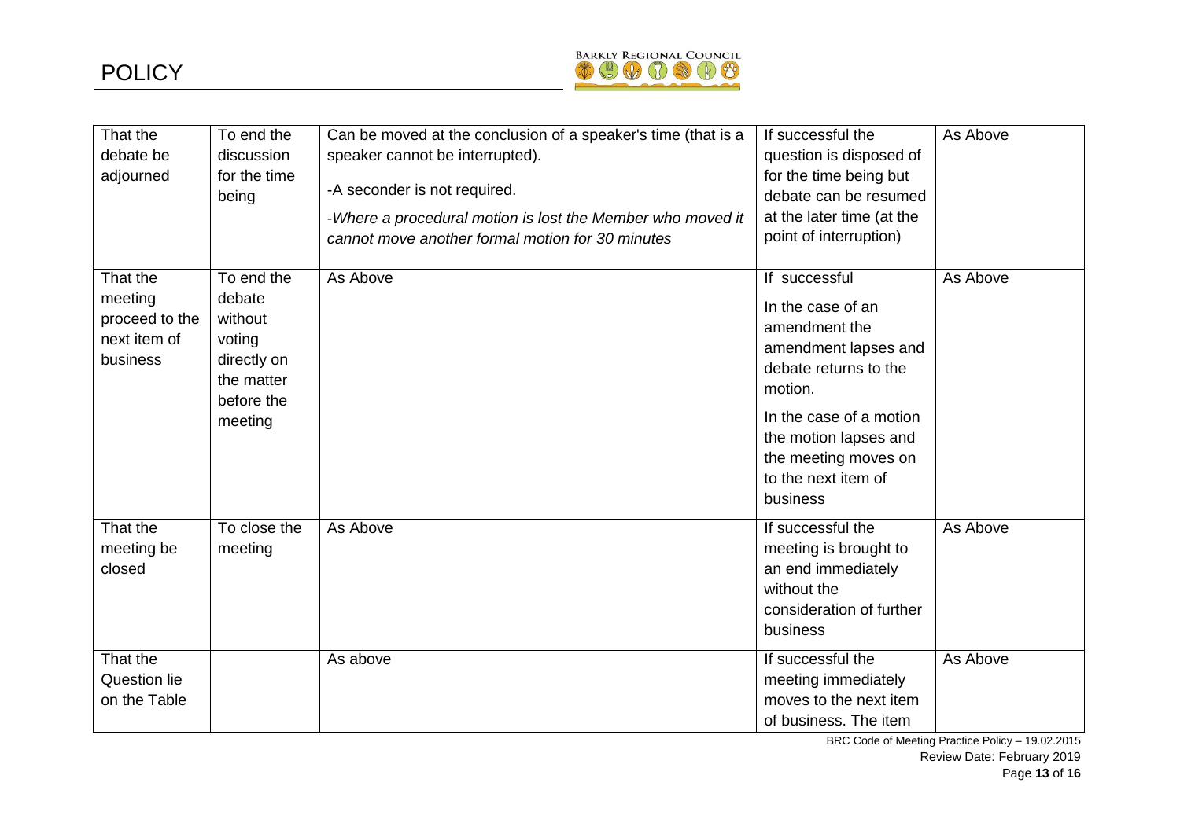| That the debate be adjourned | To end the discussion for the time being | Can be moved at the conclusion of a speaker's time (that is a speaker cannot be interrupted).<br><br>-A seconder is not required.<br><br>*-Where a procedural motion is lost the Member who moved it cannot move another formal motion for 30 minutes* | If successful the question is disposed of for the time being but debate can be resumed at the later time (at the point of interruption) | As Above |
|---|---|---|---|---|
| That the meeting proceed to the next item of business | To end the debate without voting directly on the matter before the meeting | As Above | If successful<br><br>In the case of an amendment the amendment lapses and debate returns to the motion.<br><br>In the case of a motion the motion lapses and the meeting moves on to the next item of business | As Above |
| That the meeting be closed | To close the meeting | As Above | If successful the meeting is brought to an end immediately without the consideration of further business | As Above |
| That the Question lie on the Table | | As above | If successful the meeting immediately moves to the next item of business. The item | As Above |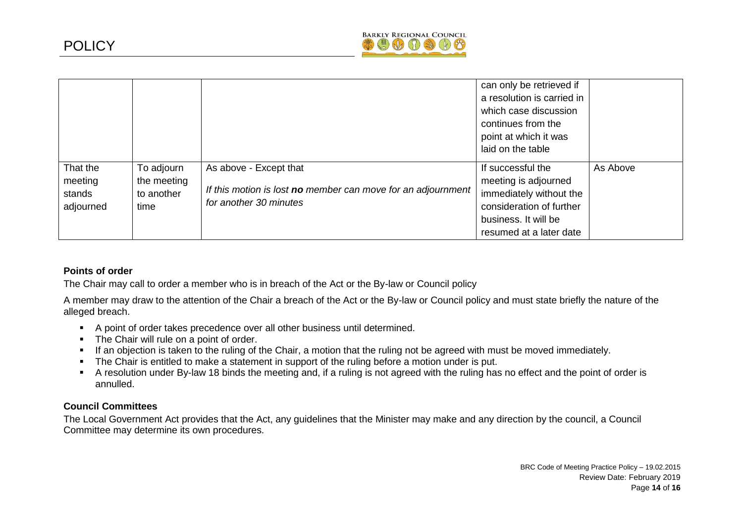| | | | | |
|---|---|---|---|---|
| | | | can only be retrieved if a resolution is carried in which case discussion continues from the point at which it was laid on the table | |
| That the meeting stands adjourned | To adjourn the meeting to another time | As above - Except that<br>*If this motion is lost* ***no*** *member can move for an adjournment for another 30 minutes* | If successful the meeting is adjourned immediately without the consideration of further business. It will be resumed at a later date | As Above |

### Points of order

The Chair may call to order a member who is in breach of the Act or the By-law or Council policy

A member may draw to the attention of the Chair a breach of the Act or the By-law or Council policy and must state briefly the nature of the alleged breach.

- A point of order takes precedence over all other business until determined.
- The Chair will rule on a point of order.
- If an objection is taken to the ruling of the Chair, a motion that the ruling not be agreed with must be moved immediately.
- The Chair is entitled to make a statement in support of the ruling before a motion under is put.
- A resolution under By-law 18 binds the meeting and, if a ruling is not agreed with the ruling has no effect and the point of order is annulled.

### Council Committees

The Local Government Act provides that the Act, any guidelines that the Minister may make and any direction by the council, a Council Committee may determine its own procedures.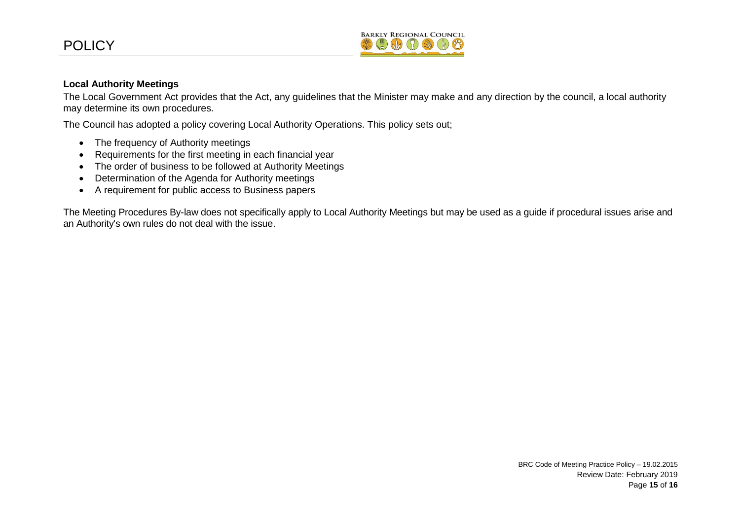**Local Authority Meetings**

The Local Government Act provides that the Act, any guidelines that the Minister may make and any direction by the council, a local authority may determine its own procedures.

The Council has adopted a policy covering Local Authority Operations. This policy sets out;

- The frequency of Authority meetings
- Requirements for the first meeting in each financial year
- The order of business to be followed at Authority Meetings
- Determination of the Agenda for Authority meetings
- A requirement for public access to Business papers

The Meeting Procedures By-law does not specifically apply to Local Authority Meetings but may be used as a guide if procedural issues arise and an Authority's own rules do not deal with the issue.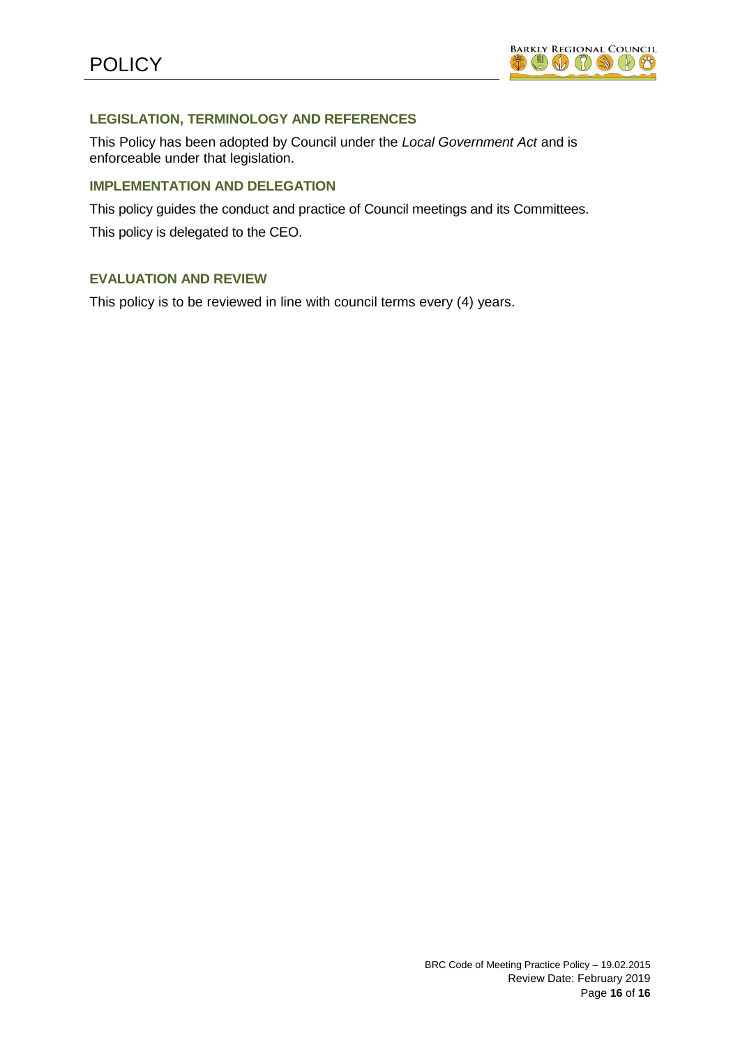### LEGISLATION, TERMINOLOGY AND REFERENCES

This Policy has been adopted by Council under the *Local Government Act* and is enforceable under that legislation.

### IMPLEMENTATION AND DELEGATION

This policy guides the conduct and practice of Council meetings and its Committees.

This policy is delegated to the CEO.

### EVALUATION AND REVIEW

This policy is to be reviewed in line with council terms every (4) years.